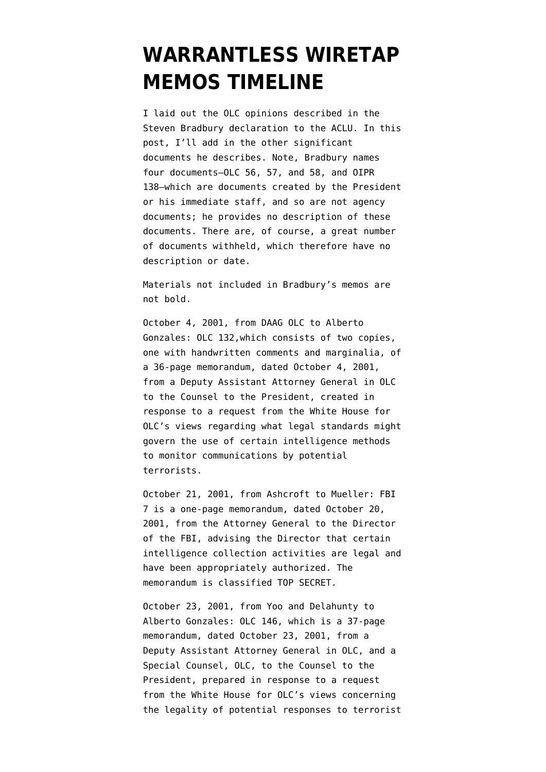# WARRANTLESS WIRETAP MEMOS TIMELINE

I laid out the OLC opinions described in the Steven Bradbury declaration to the ACLU. In this post, I'll add in the other significant documents he describes. Note, Bradbury names four documents—OLC 56, 57, and 58, and OIPR 138—which are documents created by the President or his immediate staff, and so are not agency documents; he provides no description of these documents. There are, of course, a great number of documents withheld, which therefore have no description or date.

Materials not included in Bradbury's memos are not bold.

October 4, 2001, from DAAG OLC to Alberto Gonzales: OLC 132,which consists of two copies, one with handwritten comments and marginalia, of a 36-page memorandum, dated October 4, 2001, from a Deputy Assistant Attorney General in OLC to the Counsel to the President, created in response to a request from the White House for OLC's views regarding what legal standards might govern the use of certain intelligence methods to monitor communications by potential terrorists.

October 21, 2001, from Ashcroft to Mueller: FBI 7 is a one-page memorandum, dated October 20, 2001, from the Attorney General to the Director of the FBI, advising the Director that certain intelligence collection activities are legal and have been appropriately authorized. The memorandum is classified TOP SECRET.

October 23, 2001, from Yoo and Delahunty to Alberto Gonzales: OLC 146, which is a 37-page memorandum, dated October 23, 2001, from a Deputy Assistant Attorney General in OLC, and a Special Counsel, OLC, to the Counsel to the President, prepared in response to a request from the White House for OLC's views concerning the legality of potential responses to terrorist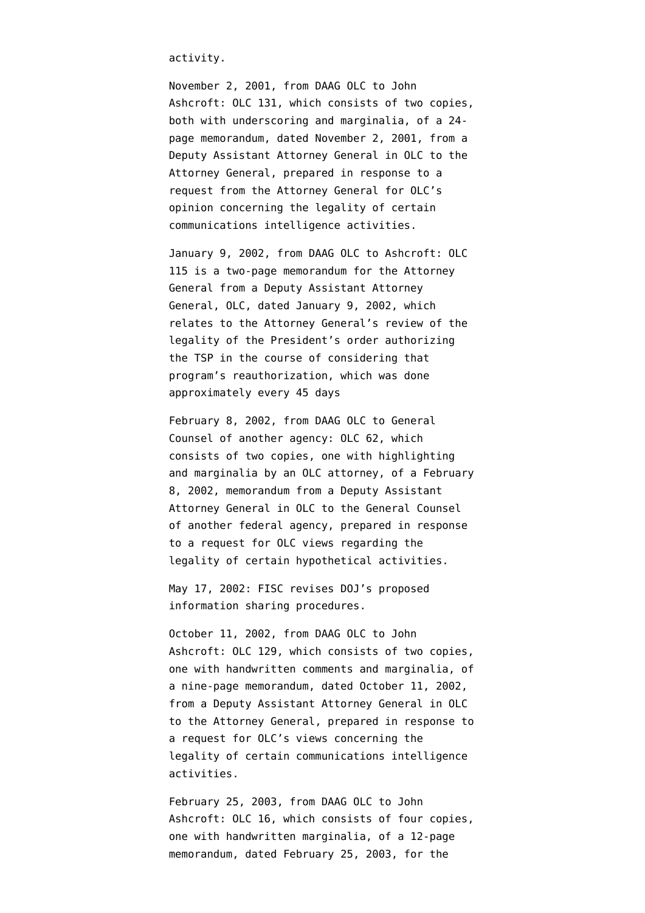activity.

November 2, 2001, from DAAG OLC to John Ashcroft: OLC 131, which consists of two copies, both with underscoring and marginalia, of a 24-page memorandum, dated November 2, 2001, from a Deputy Assistant Attorney General in OLC to the Attorney General, prepared in response to a request from the Attorney General for OLC's opinion concerning the legality of certain communications intelligence activities.

January 9, 2002, from DAAG OLC to Ashcroft: OLC 115 is a two-page memorandum for the Attorney General from a Deputy Assistant Attorney General, OLC, dated January 9, 2002, which relates to the Attorney General's review of the legality of the President's order authorizing the TSP in the course of considering that program's reauthorization, which was done approximately every 45 days

February 8, 2002, from DAAG OLC to General Counsel of another agency: OLC 62, which consists of two copies, one with highlighting and marginalia by an OLC attorney, of a February 8, 2002, memorandum from a Deputy Assistant Attorney General in OLC to the General Counsel of another federal agency, prepared in response to a request for OLC views regarding the legality of certain hypothetical activities.

May 17, 2002: FISC revises DOJ's proposed information sharing procedures.

October 11, 2002, from DAAG OLC to John Ashcroft: OLC 129, which consists of two copies, one with handwritten comments and marginalia, of a nine-page memorandum, dated October 11, 2002, from a Deputy Assistant Attorney General in OLC to the Attorney General, prepared in response to a request for OLC's views concerning the legality of certain communications intelligence activities.

February 25, 2003, from DAAG OLC to John Ashcroft: OLC 16, which consists of four copies, one with handwritten marginalia, of a 12-page memorandum, dated February 25, 2003, for the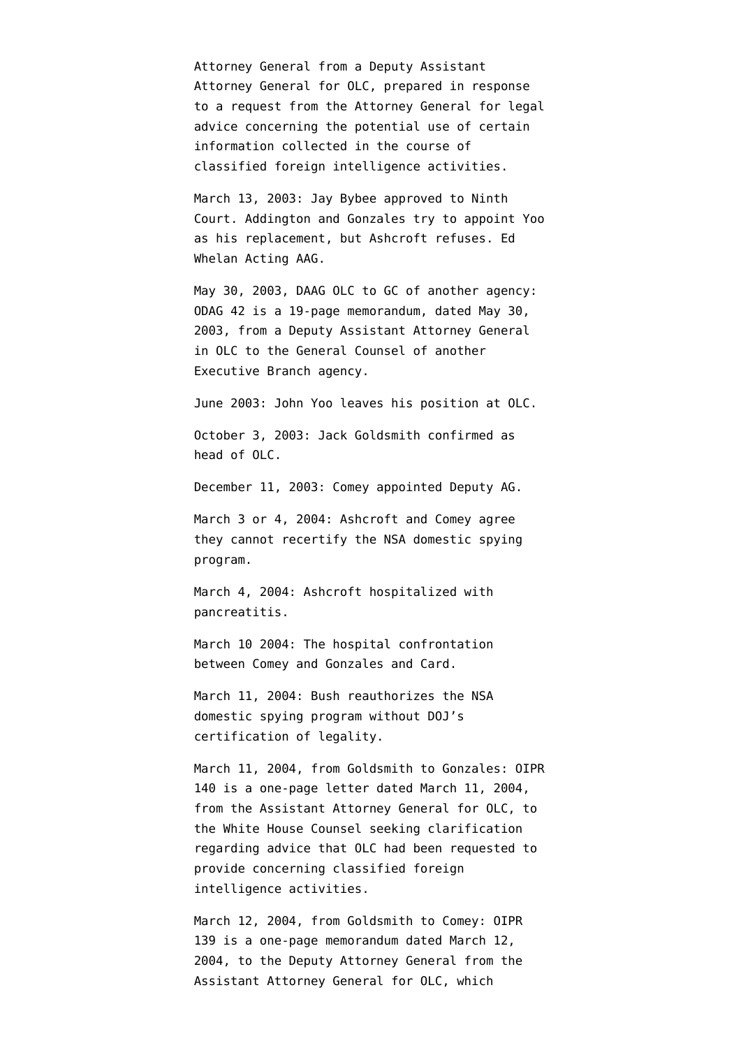Attorney General from a Deputy Assistant Attorney General for OLC, prepared in response to a request from the Attorney General for legal advice concerning the potential use of certain information collected in the course of classified foreign intelligence activities.

March 13, 2003: Jay Bybee approved to Ninth Court. Addington and Gonzales try to appoint Yoo as his replacement, but Ashcroft refuses. Ed Whelan Acting AAG.

May 30, 2003, DAAG OLC to GC of another agency: ODAG 42 is a 19-page memorandum, dated May 30, 2003, from a Deputy Assistant Attorney General in OLC to the General Counsel of another Executive Branch agency.

June 2003: John Yoo leaves his position at OLC.

October 3, 2003: Jack Goldsmith confirmed as head of OLC.

December 11, 2003: Comey appointed Deputy AG.

March 3 or 4, 2004: Ashcroft and Comey agree they cannot recertify the NSA domestic spying program.

March 4, 2004: Ashcroft hospitalized with pancreatitis.

March 10 2004: The hospital confrontation between Comey and Gonzales and Card.

March 11, 2004: Bush reauthorizes the NSA domestic spying program without DOJ's certification of legality.

March 11, 2004, from Goldsmith to Gonzales: OIPR 140 is a one-page letter dated March 11, 2004, from the Assistant Attorney General for OLC, to the White House Counsel seeking clarification regarding advice that OLC had been requested to provide concerning classified foreign intelligence activities.

March 12, 2004, from Goldsmith to Comey: OIPR 139 is a one-page memorandum dated March 12, 2004, to the Deputy Attorney General from the Assistant Attorney General for OLC, which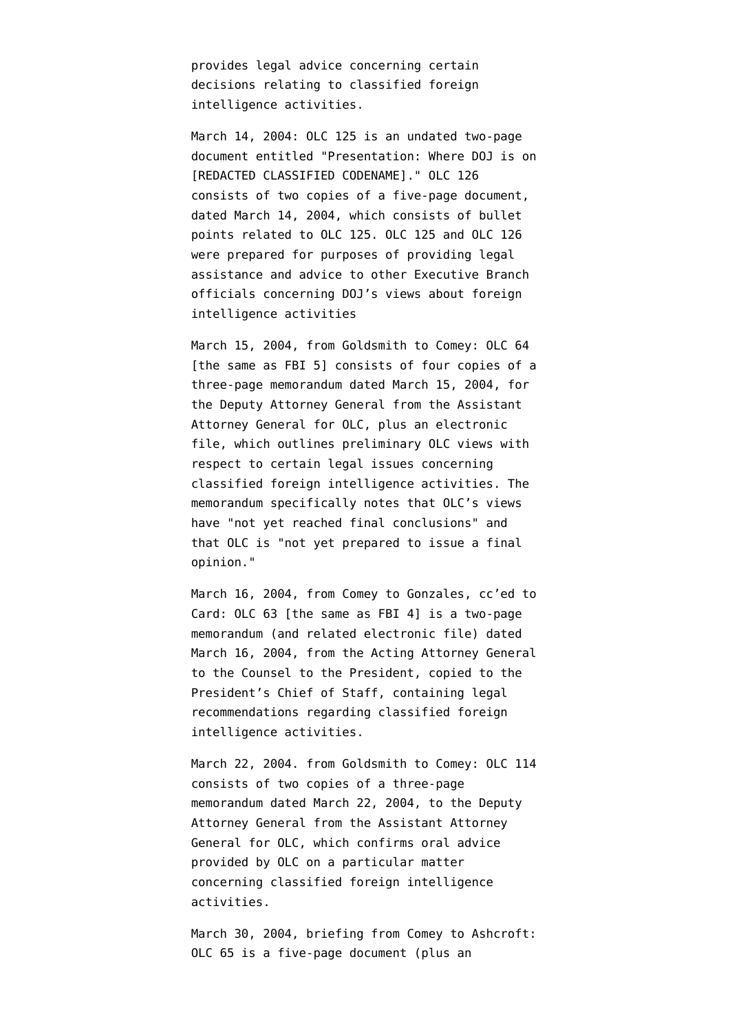provides legal advice concerning certain decisions relating to classified foreign intelligence activities.

March 14, 2004: OLC 125 is an undated two-page document entitled "Presentation: Where DOJ is on [REDACTED CLASSIFIED CODENAME]." OLC 126 consists of two copies of a five-page document, dated March 14, 2004, which consists of bullet points related to OLC 125. OLC 125 and OLC 126 were prepared for purposes of providing legal assistance and advice to other Executive Branch officials concerning DOJ's views about foreign intelligence activities

March 15, 2004, from Goldsmith to Comey: OLC 64 [the same as FBI 5] consists of four copies of a three-page memorandum dated March 15, 2004, for the Deputy Attorney General from the Assistant Attorney General for OLC, plus an electronic file, which outlines preliminary OLC views with respect to certain legal issues concerning classified foreign intelligence activities. The memorandum specifically notes that OLC's views have "not yet reached final conclusions" and that OLC is "not yet prepared to issue a final opinion."

March 16, 2004, from Comey to Gonzales, cc'ed to Card: OLC 63 [the same as FBI 4] is a two-page memorandum (and related electronic file) dated March 16, 2004, from the Acting Attorney General to the Counsel to the President, copied to the President's Chief of Staff, containing legal recommendations regarding classified foreign intelligence activities.

March 22, 2004. from Goldsmith to Comey: OLC 114 consists of two copies of a three-page memorandum dated March 22, 2004, to the Deputy Attorney General from the Assistant Attorney General for OLC, which confirms oral advice provided by OLC on a particular matter concerning classified foreign intelligence activities.

March 30, 2004, briefing from Comey to Ashcroft: OLC 65 is a five-page document (plus an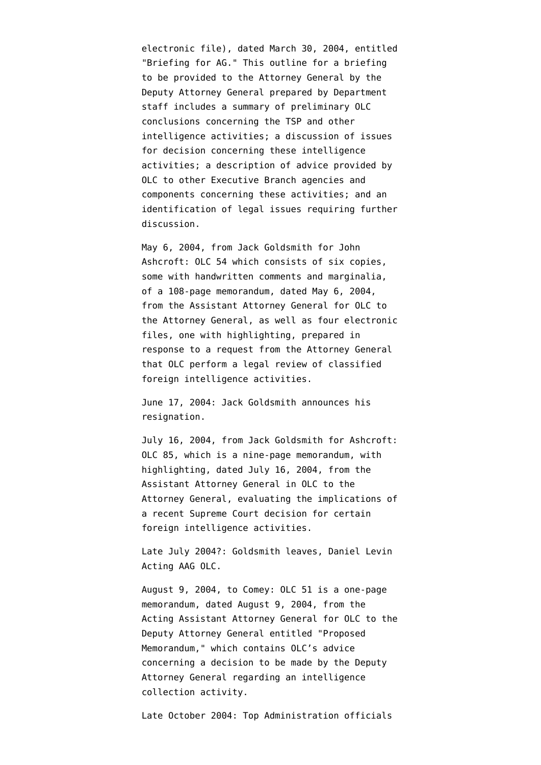electronic file), dated March 30, 2004, entitled "Briefing for AG." This outline for a briefing to be provided to the Attorney General by the Deputy Attorney General prepared by Department staff includes a summary of preliminary OLC conclusions concerning the TSP and other intelligence activities; a discussion of issues for decision concerning these intelligence activities; a description of advice provided by OLC to other Executive Branch agencies and components concerning these activities; and an identification of legal issues requiring further discussion.

May 6, 2004, from Jack Goldsmith for John Ashcroft: OLC 54 which consists of six copies, some with handwritten comments and marginalia, of a 108-page memorandum, dated May 6, 2004, from the Assistant Attorney General for OLC to the Attorney General, as well as four electronic files, one with highlighting, prepared in response to a request from the Attorney General that OLC perform a legal review of classified foreign intelligence activities.

June 17, 2004: Jack Goldsmith announces his resignation.

July 16, 2004, from Jack Goldsmith for Ashcroft: OLC 85, which is a nine-page memorandum, with highlighting, dated July 16, 2004, from the Assistant Attorney General in OLC to the Attorney General, evaluating the implications of a recent Supreme Court decision for certain foreign intelligence activities.

Late July 2004?: Goldsmith leaves, Daniel Levin Acting AAG OLC.

August 9, 2004, to Comey: OLC 51 is a one-page memorandum, dated August 9, 2004, from the Acting Assistant Attorney General for OLC to the Deputy Attorney General entitled "Proposed Memorandum," which contains OLC's advice concerning a decision to be made by the Deputy Attorney General regarding an intelligence collection activity.

Late October 2004: Top Administration officials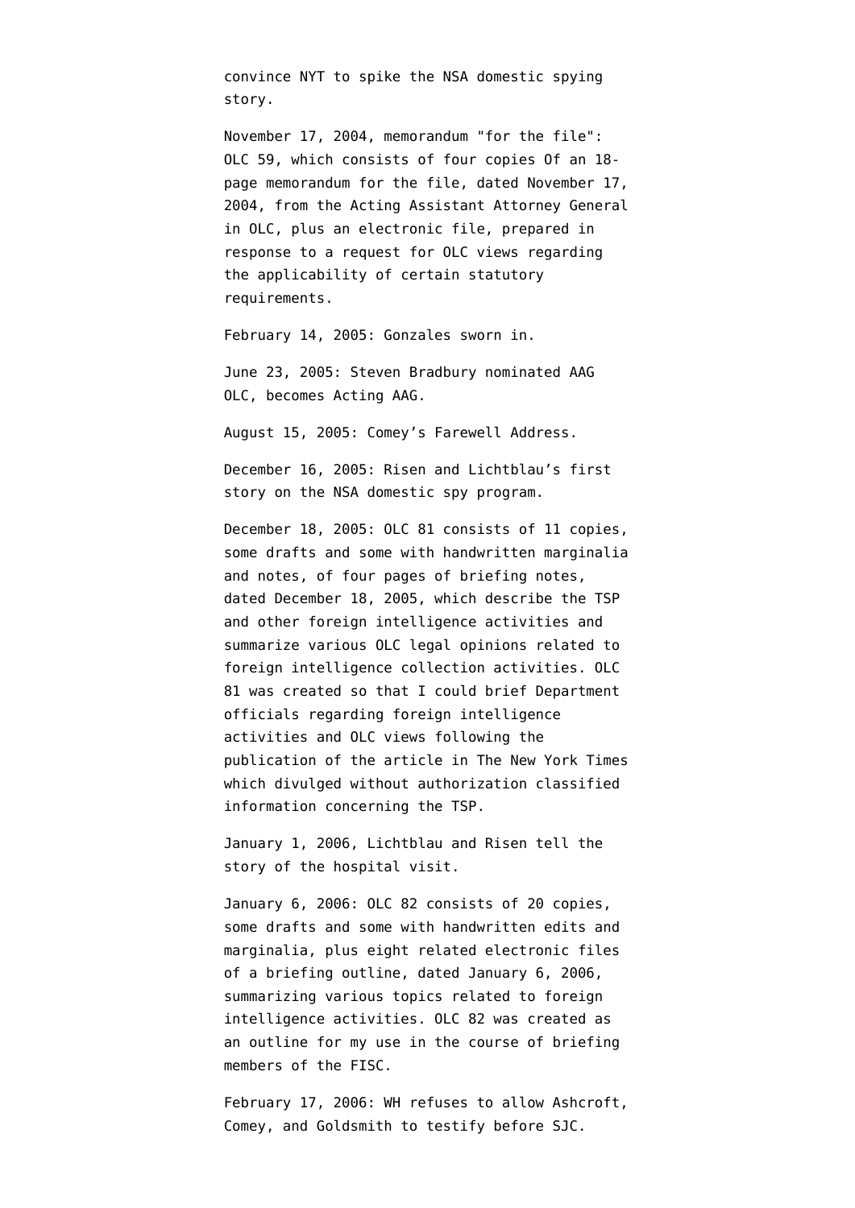convince NYT to spike the NSA domestic spying story.

November 17, 2004, memorandum "for the file": OLC 59, which consists of four copies Of an 18-page memorandum for the file, dated November 17, 2004, from the Acting Assistant Attorney General in OLC, plus an electronic file, prepared in response to a request for OLC views regarding the applicability of certain statutory requirements.

February 14, 2005: Gonzales sworn in.

June 23, 2005: Steven Bradbury nominated AAG OLC, becomes Acting AAG.

August 15, 2005: Comey's Farewell Address.

December 16, 2005: Risen and Lichtblau's first story on the NSA domestic spy program.

December 18, 2005: OLC 81 consists of 11 copies, some drafts and some with handwritten marginalia and notes, of four pages of briefing notes, dated December 18, 2005, which describe the TSP and other foreign intelligence activities and summarize various OLC legal opinions related to foreign intelligence collection activities. OLC 81 was created so that I could brief Department officials regarding foreign intelligence activities and OLC views following the publication of the article in The New York Times which divulged without authorization classified information concerning the TSP.

January 1, 2006, Lichtblau and Risen tell the story of the hospital visit.

January 6, 2006: OLC 82 consists of 20 copies, some drafts and some with handwritten edits and marginalia, plus eight related electronic files of a briefing outline, dated January 6, 2006, summarizing various topics related to foreign intelligence activities. OLC 82 was created as an outline for my use in the course of briefing members of the FISC.

February 17, 2006: WH refuses to allow Ashcroft, Comey, and Goldsmith to testify before SJC.